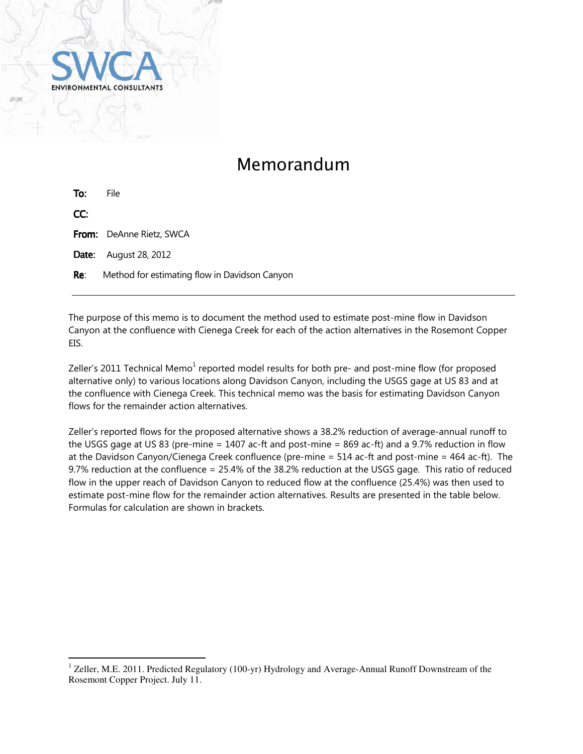SWCA ENVIRONMENTAL CONSULTANTS

# Memorandum

**To:** File

**CC:**

**From:** DeAnne Rietz, SWCA

**Date:** August 28, 2012

**Re**: Method for estimating flow in Davidson Canyon

---

The purpose of this memo is to document the method used to estimate post-mine flow in Davidson Canyon at the confluence with Cienega Creek for each of the action alternatives in the Rosemont Copper EIS.

Zeller's 2011 Technical Memo[1] reported model results for both pre- and post-mine flow (for proposed alternative only) to various locations along Davidson Canyon, including the USGS gage at US 83 and at the confluence with Cienega Creek. This technical memo was the basis for estimating Davidson Canyon flows for the remainder action alternatives.

Zeller's reported flows for the proposed alternative shows a 38.2% reduction of average-annual runoff to the USGS gage at US 83 (pre-mine = 1407 ac-ft and post-mine = 869 ac-ft) and a 9.7% reduction in flow at the Davidson Canyon/Cienega Creek confluence (pre-mine = 514 ac-ft and post-mine = 464 ac-ft). The 9.7% reduction at the confluence = 25.4% of the 38.2% reduction at the USGS gage. This ratio of reduced flow in the upper reach of Davidson Canyon to reduced flow at the confluence (25.4%) was then used to estimate post-mine flow for the remainder action alternatives. Results are presented in the table below. Formulas for calculation are shown in brackets.

---

[1] Zeller, M.E. 2011. Predicted Regulatory (100-yr) Hydrology and Average-Annual Runoff Downstream of the Rosemont Copper Project. July 11.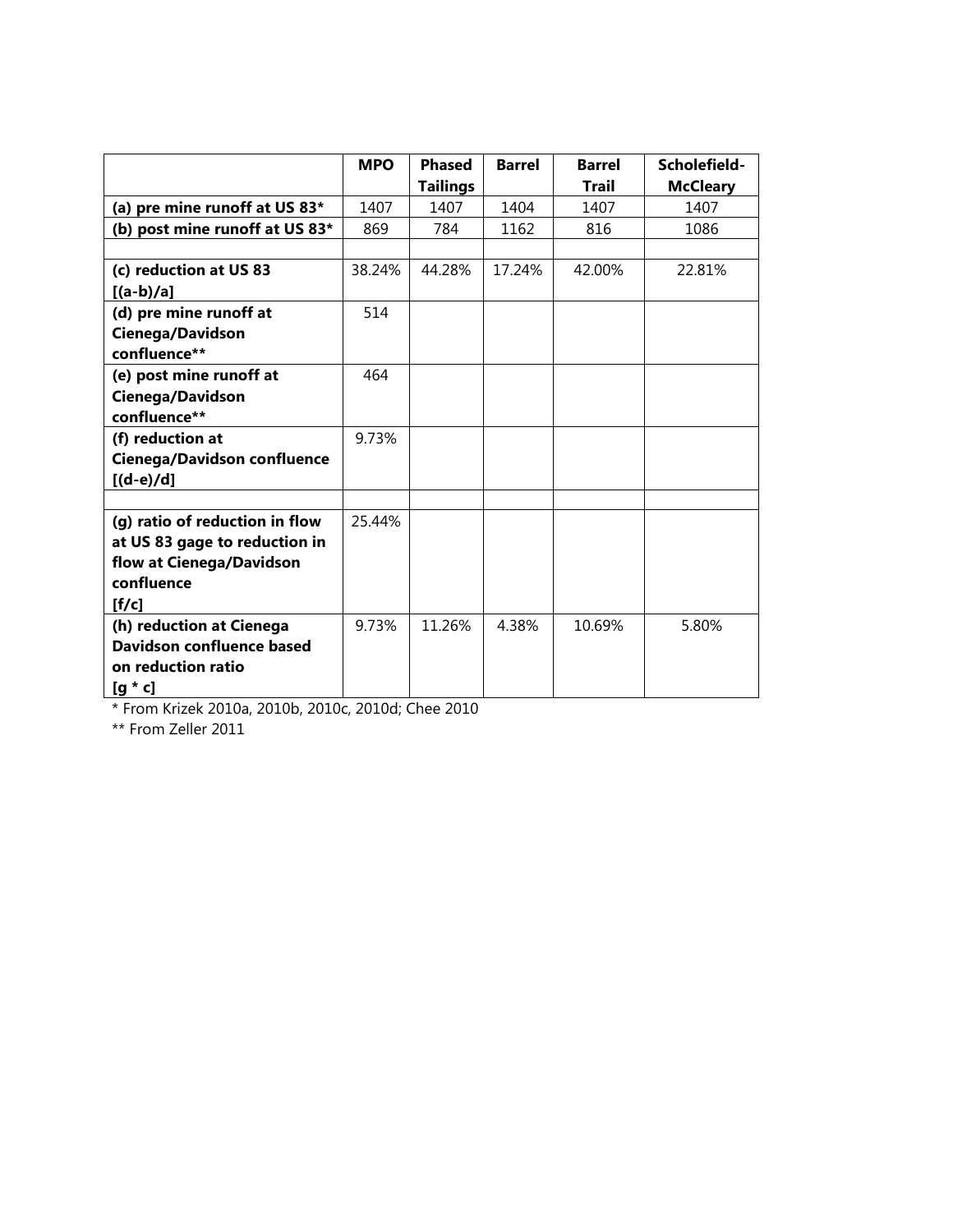| | MPO | Phased Tailings | Barrel | Barrel Trail | Scholefield-McCleary |
|---|---|---|---|---|---|
| **(a) pre mine runoff at US 83*** | 1407 | 1407 | 1404 | 1407 | 1407 |
| **(b) post mine runoff at US 83*** | 869 | 784 | 1162 | 816 | 1086 |
| | | | | | |
| **(c) reduction at US 83 [(a-b)/a]** | 38.24% | 44.28% | 17.24% | 42.00% | 22.81% |
| **(d) pre mine runoff at Cienega/Davidson confluence**** | 514 | | | | |
| **(e) post mine runoff at Cienega/Davidson confluence**** | 464 | | | | |
| **(f) reduction at Cienega/Davidson confluence [(d-e)/d]** | 9.73% | | | | |
| | | | | | |
| **(g) ratio of reduction in flow at US 83 gage to reduction in flow at Cienega/Davidson confluence [f/c]** | 25.44% | | | | |
| **(h) reduction at Cienega Davidson confluence based on reduction ratio [g * c]** | 9.73% | 11.26% | 4.38% | 10.69% | 5.80% |

* From Krizek 2010a, 2010b, 2010c, 2010d; Chee 2010

** From Zeller 2011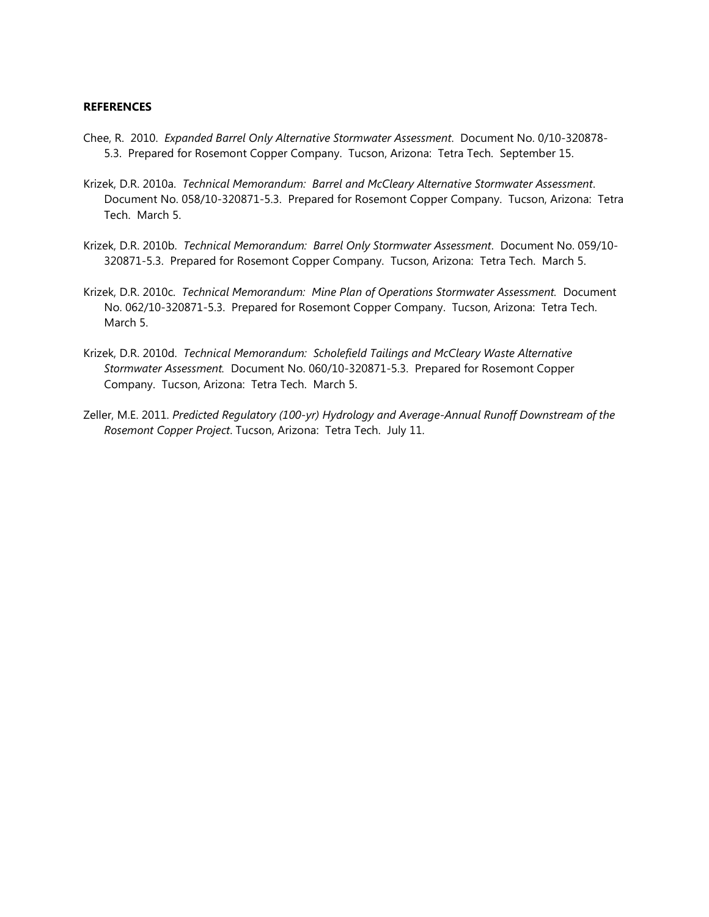**REFERENCES**

Chee, R. 2010. *Expanded Barrel Only Alternative Stormwater Assessment*. Document No. 0/10-320878-5.3. Prepared for Rosemont Copper Company. Tucson, Arizona: Tetra Tech. September 15.

Krizek, D.R. 2010a. *Technical Memorandum: Barrel and McCleary Alternative Stormwater Assessment*. Document No. 058/10-320871-5.3. Prepared for Rosemont Copper Company. Tucson, Arizona: Tetra Tech. March 5.

Krizek, D.R. 2010b. *Technical Memorandum: Barrel Only Stormwater Assessment*. Document No. 059/10-320871-5.3. Prepared for Rosemont Copper Company. Tucson, Arizona: Tetra Tech. March 5.

Krizek, D.R. 2010c. *Technical Memorandum: Mine Plan of Operations Stormwater Assessment.* Document No. 062/10-320871-5.3. Prepared for Rosemont Copper Company. Tucson, Arizona: Tetra Tech. March 5.

Krizek, D.R. 2010d. *Technical Memorandum: Scholefield Tailings and McCleary Waste Alternative Stormwater Assessment.* Document No. 060/10-320871-5.3. Prepared for Rosemont Copper Company. Tucson, Arizona: Tetra Tech. March 5.

Zeller, M.E. 2011. *Predicted Regulatory (100-yr) Hydrology and Average-Annual Runoff Downstream of the Rosemont Copper Project*. Tucson, Arizona: Tetra Tech. July 11.